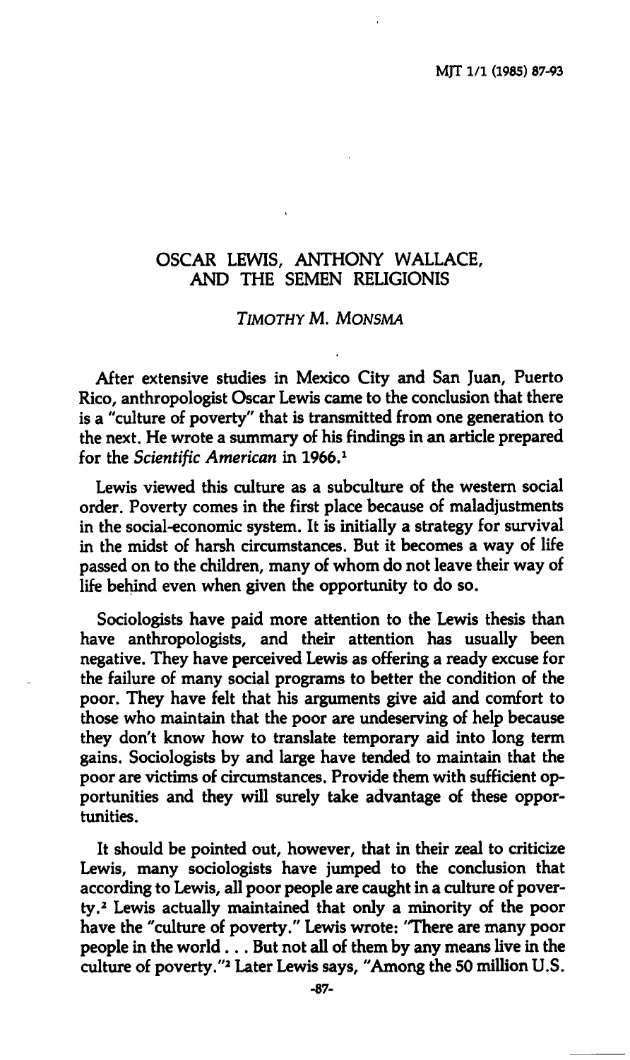# OSCAR LEWIS, ANTHONY WALLACE, AND THE SEMEN RELIGIONIS

*TIMOTHY M. MONSMA*

After extensive studies in Mexico City and San Juan, Puerto Rico, anthropologist Oscar Lewis came to the conclusion that there is a "culture of poverty" that is transmitted from one generation to the next. He wrote a summary of his findings in an article prepared for the *Scientific American* in 1966.[1]

Lewis viewed this culture as a subculture of the western social order. Poverty comes in the first place because of maladjustments in the social-economic system. It is initially a strategy for survival in the midst of harsh circumstances. But it becomes a way of life passed on to the children, many of whom do not leave their way of life behind even when given the opportunity to do so.

Sociologists have paid more attention to the Lewis thesis than have anthropologists, and their attention has usually been negative. They have perceived Lewis as offering a ready excuse for the failure of many social programs to better the condition of the poor. They have felt that his arguments give aid and comfort to those who maintain that the poor are undeserving of help because they don't know how to translate temporary aid into long term gains. Sociologists by and large have tended to maintain that the poor are victims of circumstances. Provide them with sufficient opportunities and they will surely take advantage of these opportunities.

It should be pointed out, however, that in their zeal to criticize Lewis, many sociologists have jumped to the conclusion that according to Lewis, all poor people are caught in a culture of poverty.[2] Lewis actually maintained that only a minority of the poor have the "culture of poverty." Lewis wrote: "There are many poor people in the world . . . But not all of them by any means live in the culture of poverty."[3] Later Lewis says, "Among the 50 million U.S.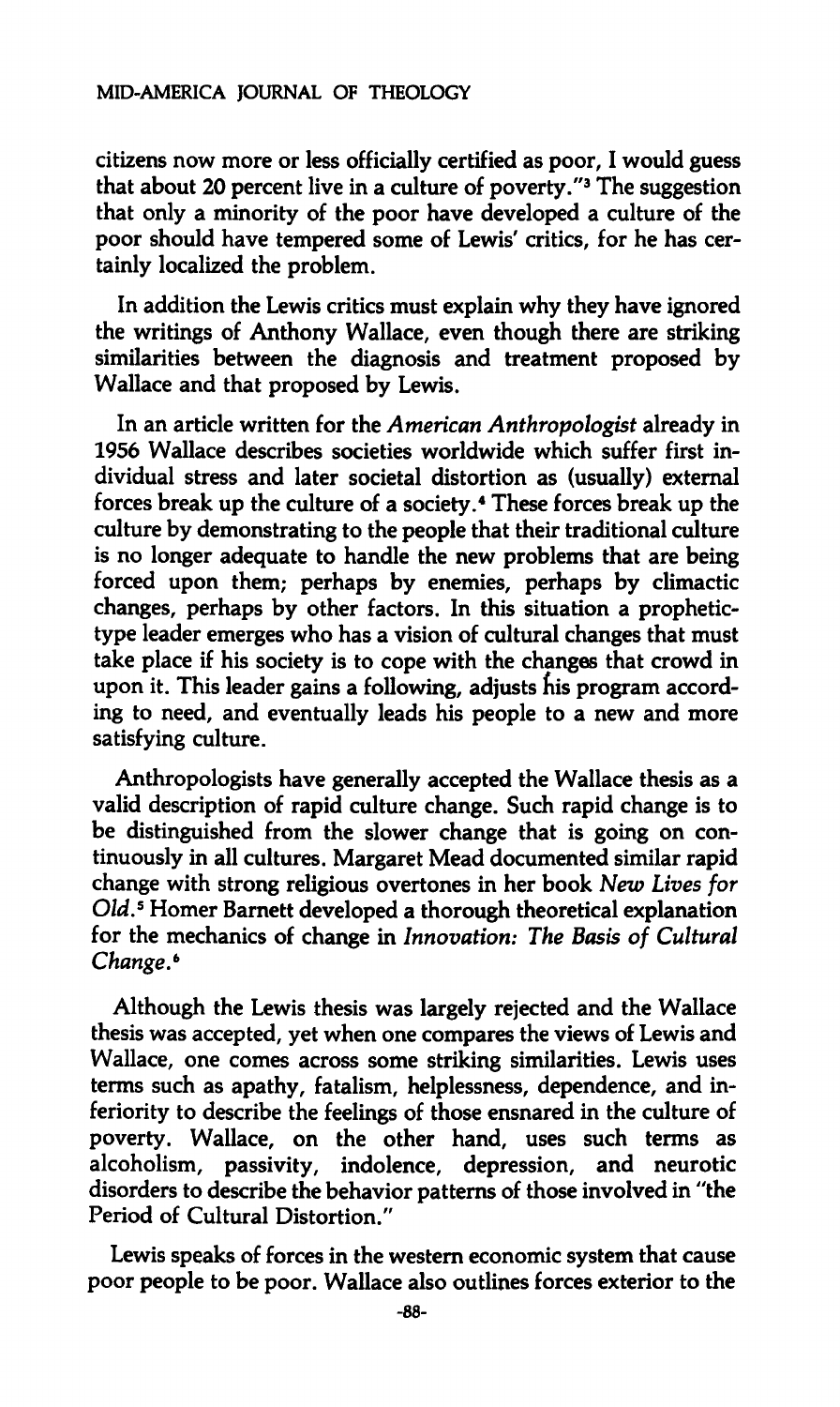citizens now more or less officially certified as poor, I would guess that about 20 percent live in a culture of poverty."[3] The suggestion that only a minority of the poor have developed a culture of the poor should have tempered some of Lewis' critics, for he has certainly localized the problem.

In addition the Lewis critics must explain why they have ignored the writings of Anthony Wallace, even though there are striking similarities between the diagnosis and treatment proposed by Wallace and that proposed by Lewis.

In an article written for the *American Anthropologist* already in 1956 Wallace describes societies worldwide which suffer first individual stress and later societal distortion as (usually) external forces break up the culture of a society.[4] These forces break up the culture by demonstrating to the people that their traditional culture is no longer adequate to handle the new problems that are being forced upon them; perhaps by enemies, perhaps by climactic changes, perhaps by other factors. In this situation a prophetic-type leader emerges who has a vision of cultural changes that must take place if his society is to cope with the changes that crowd in upon it. This leader gains a following, adjusts his program according to need, and eventually leads his people to a new and more satisfying culture.

Anthropologists have generally accepted the Wallace thesis as a valid description of rapid culture change. Such rapid change is to be distinguished from the slower change that is going on continuously in all cultures. Margaret Mead documented similar rapid change with strong religious overtones in her book *New Lives for Old*.[5] Homer Barnett developed a thorough theoretical explanation for the mechanics of change in *Innovation: The Basis of Cultural Change*.[6]

Although the Lewis thesis was largely rejected and the Wallace thesis was accepted, yet when one compares the views of Lewis and Wallace, one comes across some striking similarities. Lewis uses terms such as apathy, fatalism, helplessness, dependence, and inferiority to describe the feelings of those ensnared in the culture of poverty. Wallace, on the other hand, uses such terms as alcoholism, passivity, indolence, depression, and neurotic disorders to describe the behavior patterns of those involved in "the Period of Cultural Distortion."

Lewis speaks of forces in the western economic system that cause poor people to be poor. Wallace also outlines forces exterior to the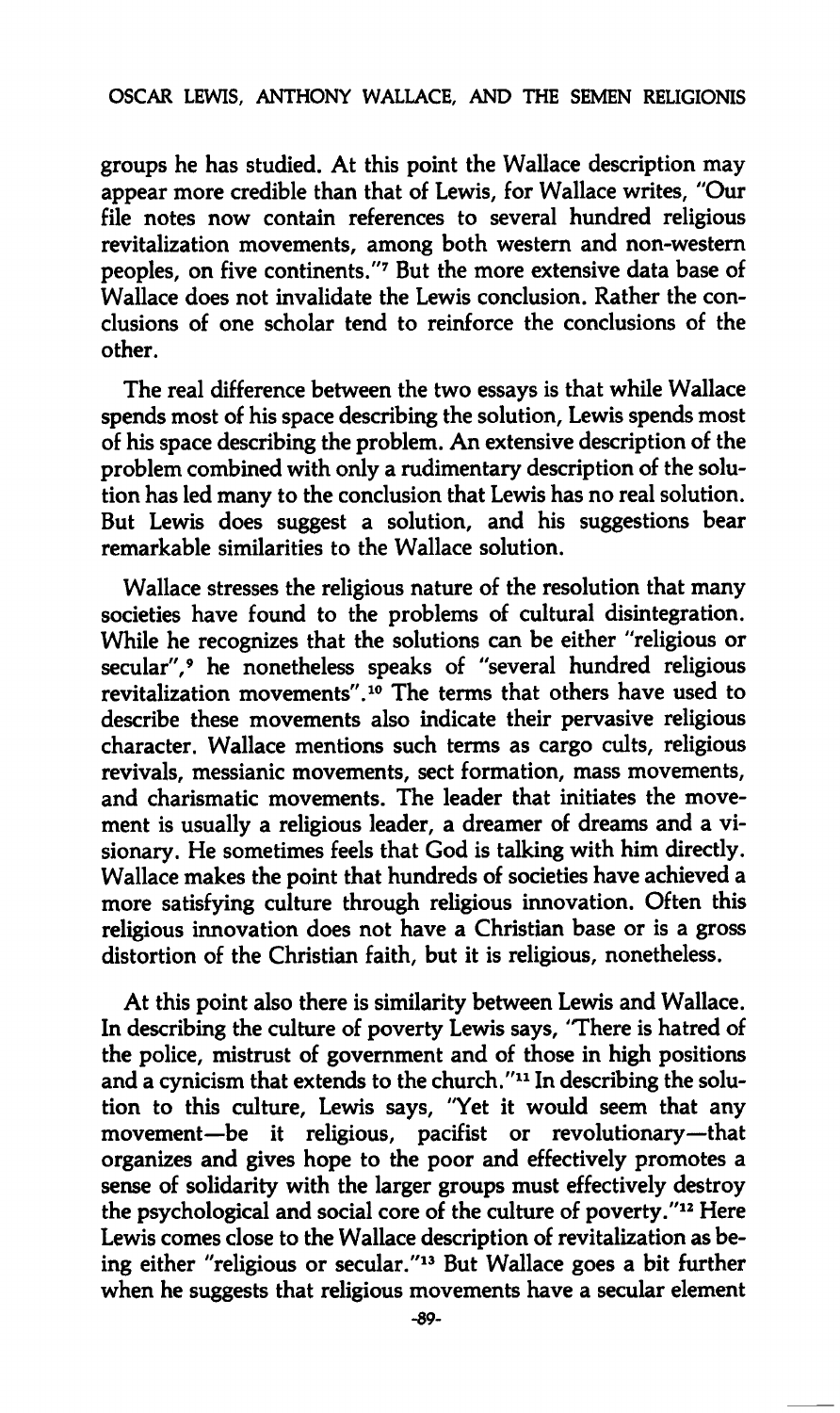groups he has studied. At this point the Wallace description may appear more credible than that of Lewis, for Wallace writes, "Our file notes now contain references to several hundred religious revitalization movements, among both western and non-western peoples, on five continents."[7] But the more extensive data base of Wallace does not invalidate the Lewis conclusion. Rather the conclusions of one scholar tend to reinforce the conclusions of the other.

The real difference between the two essays is that while Wallace spends most of his space describing the solution, Lewis spends most of his space describing the problem. An extensive description of the problem combined with only a rudimentary description of the solution has led many to the conclusion that Lewis has no real solution. But Lewis does suggest a solution, and his suggestions bear remarkable similarities to the Wallace solution.

Wallace stresses the religious nature of the resolution that many societies have found to the problems of cultural disintegration. While he recognizes that the solutions can be either "religious or secular",[9] he nonetheless speaks of "several hundred religious revitalization movements".[10] The terms that others have used to describe these movements also indicate their pervasive religious character. Wallace mentions such terms as cargo cults, religious revivals, messianic movements, sect formation, mass movements, and charismatic movements. The leader that initiates the movement is usually a religious leader, a dreamer of dreams and a visionary. He sometimes feels that God is talking with him directly. Wallace makes the point that hundreds of societies have achieved a more satisfying culture through religious innovation. Often this religious innovation does not have a Christian base or is a gross distortion of the Christian faith, but it is religious, nonetheless.

At this point also there is similarity between Lewis and Wallace. In describing the culture of poverty Lewis says, "There is hatred of the police, mistrust of government and of those in high positions and a cynicism that extends to the church."[11] In describing the solution to this culture, Lewis says, "Yet it would seem that any movement—be it religious, pacifist or revolutionary—that organizes and gives hope to the poor and effectively promotes a sense of solidarity with the larger groups must effectively destroy the psychological and social core of the culture of poverty."[12] Here Lewis comes close to the Wallace description of revitalization as being either "religious or secular."[13] But Wallace goes a bit further when he suggests that religious movements have a secular element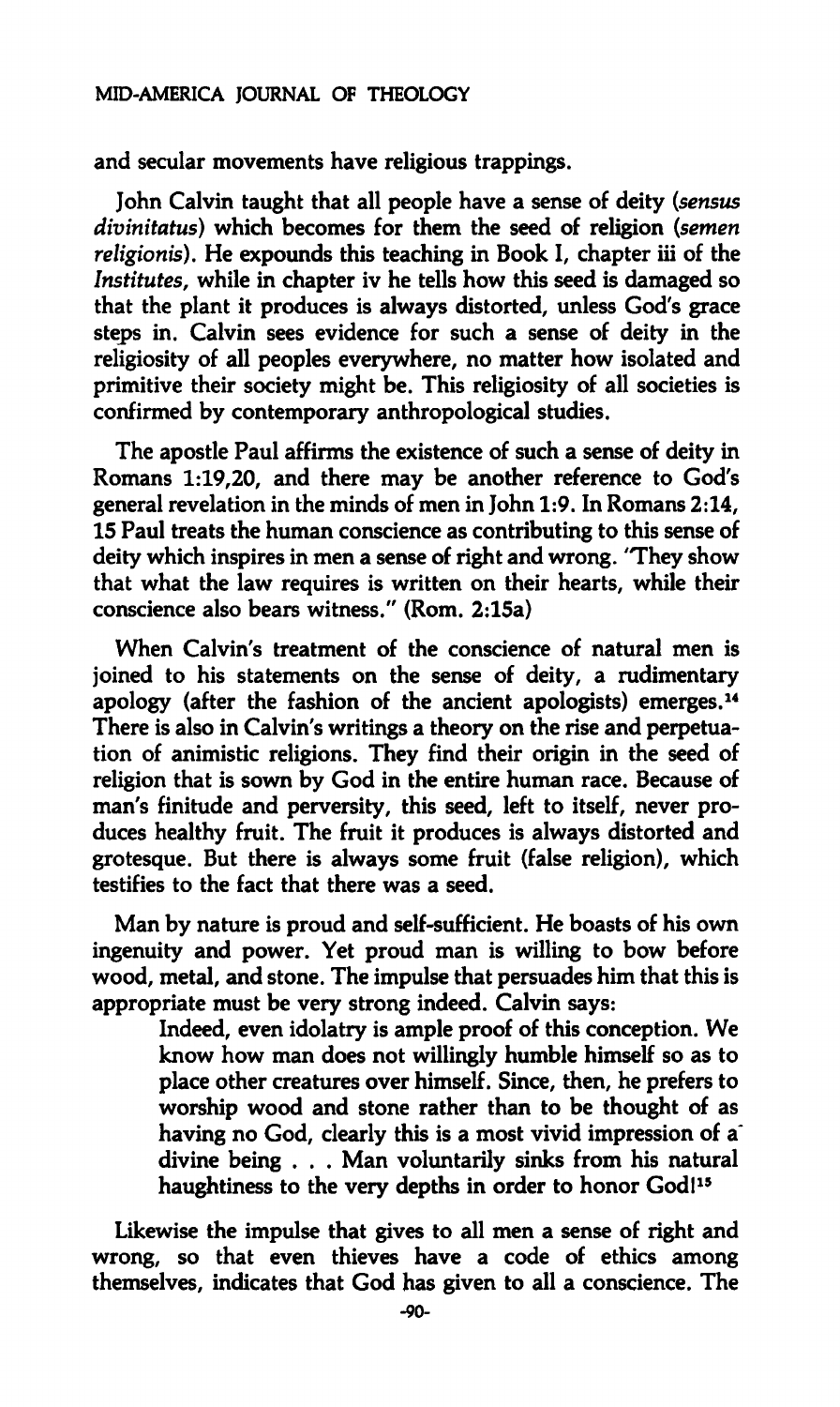and secular movements have religious trappings.

John Calvin taught that all people have a sense of deity (*sensus divinitatus*) which becomes for them the seed of religion (*semen religionis*). He expounds this teaching in Book I, chapter iii of the *Institutes*, while in chapter iv he tells how this seed is damaged so that the plant it produces is always distorted, unless God's grace steps in. Calvin sees evidence for such a sense of deity in the religiosity of all peoples everywhere, no matter how isolated and primitive their society might be. This religiosity of all societies is confirmed by contemporary anthropological studies.

The apostle Paul affirms the existence of such a sense of deity in Romans 1:19,20, and there may be another reference to God's general revelation in the minds of men in John 1:9. In Romans 2:14, 15 Paul treats the human conscience as contributing to this sense of deity which inspires in men a sense of right and wrong. "They show that what the law requires is written on their hearts, while their conscience also bears witness." (Rom. 2:15a)

When Calvin's treatment of the conscience of natural men is joined to his statements on the sense of deity, a rudimentary apology (after the fashion of the ancient apologists) emerges.[14] There is also in Calvin's writings a theory on the rise and perpetuation of animistic religions. They find their origin in the seed of religion that is sown by God in the entire human race. Because of man's finitude and perversity, this seed, left to itself, never produces healthy fruit. The fruit it produces is always distorted and grotesque. But there is always some fruit (false religion), which testifies to the fact that there was a seed.

Man by nature is proud and self-sufficient. He boasts of his own ingenuity and power. Yet proud man is willing to bow before wood, metal, and stone. The impulse that persuades him that this is appropriate must be very strong indeed. Calvin says:

> Indeed, even idolatry is ample proof of this conception. We know how man does not willingly humble himself so as to place other creatures over himself. Since, then, he prefers to worship wood and stone rather than to be thought of as having no God, clearly this is a most vivid impression of a divine being . . . Man voluntarily sinks from his natural haughtiness to the very depths in order to honor God![15]

Likewise the impulse that gives to all men a sense of right and wrong, so that even thieves have a code of ethics among themselves, indicates that God has given to all a conscience. The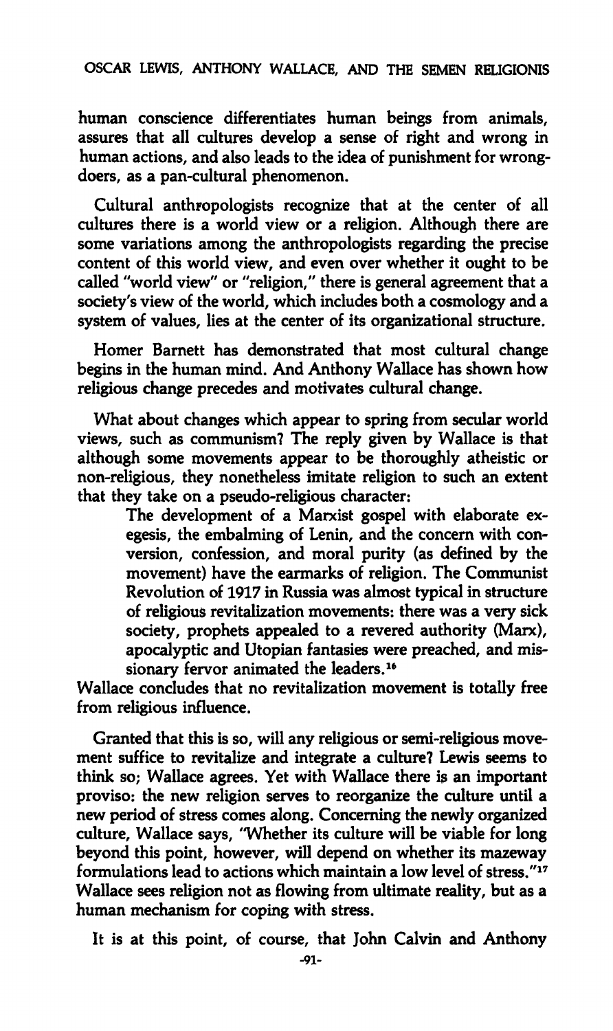human conscience differentiates human beings from animals, assures that all cultures develop a sense of right and wrong in human actions, and also leads to the idea of punishment for wrongdoers, as a pan-cultural phenomenon.

Cultural anthropologists recognize that at the center of all cultures there is a world view or a religion. Although there are some variations among the anthropologists regarding the precise content of this world view, and even over whether it ought to be called "world view" or "religion," there is general agreement that a society's view of the world, which includes both a cosmology and a system of values, lies at the center of its organizational structure.

Homer Barnett has demonstrated that most cultural change begins in the human mind. And Anthony Wallace has shown how religious change precedes and motivates cultural change.

What about changes which appear to spring from secular world views, such as communism? The reply given by Wallace is that although some movements appear to be thoroughly atheistic or non-religious, they nonetheless imitate religion to such an extent that they take on a pseudo-religious character:

> The development of a Marxist gospel with elaborate exegesis, the embalming of Lenin, and the concern with conversion, confession, and moral purity (as defined by the movement) have the earmarks of religion. The Communist Revolution of 1917 in Russia was almost typical in structure of religious revitalization movements: there was a very sick society, prophets appealed to a revered authority (Marx), apocalyptic and Utopian fantasies were preached, and missionary fervor animated the leaders.[16]

Wallace concludes that no revitalization movement is totally free from religious influence.

Granted that this is so, will any religious or semi-religious movement suffice to revitalize and integrate a culture? Lewis seems to think so; Wallace agrees. Yet with Wallace there is an important proviso: the new religion serves to reorganize the culture until a new period of stress comes along. Concerning the newly organized culture, Wallace says, "Whether its culture will be viable for long beyond this point, however, will depend on whether its mazeway formulations lead to actions which maintain a low level of stress."[17] Wallace sees religion not as flowing from ultimate reality, but as a human mechanism for coping with stress.

It is at this point, of course, that John Calvin and Anthony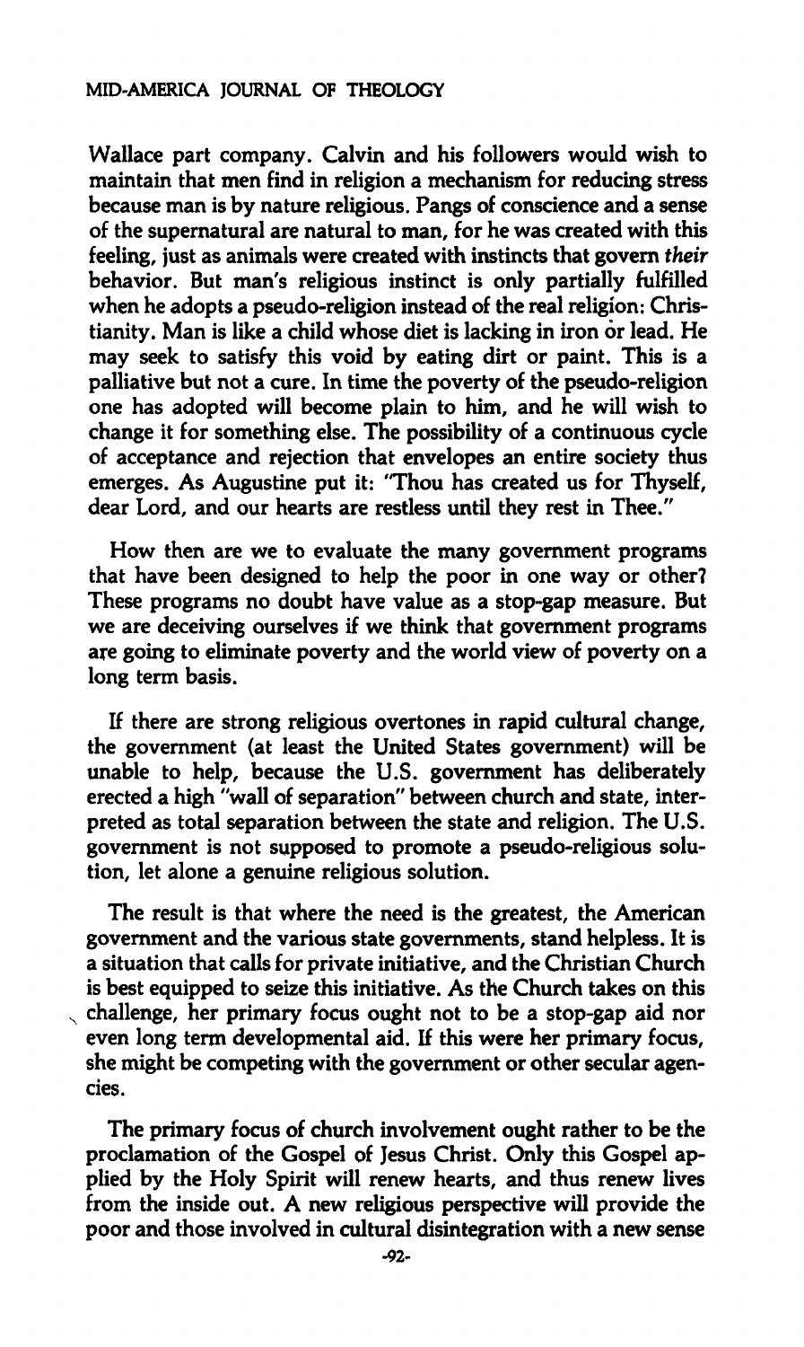Wallace part company. Calvin and his followers would wish to maintain that men find in religion a mechanism for reducing stress because man is by nature religious. Pangs of conscience and a sense of the supernatural are natural to man, for he was created with this feeling, just as animals were created with instincts that govern *their* behavior. But man's religious instinct is only partially fulfilled when he adopts a pseudo-religion instead of the real religion: Christianity. Man is like a child whose diet is lacking in iron or lead. He may seek to satisfy this void by eating dirt or paint. This is a palliative but not a cure. In time the poverty of the pseudo-religion one has adopted will become plain to him, and he will wish to change it for something else. The possibility of a continuous cycle of acceptance and rejection that envelopes an entire society thus emerges. As Augustine put it: "Thou has created us for Thyself, dear Lord, and our hearts are restless until they rest in Thee."

How then are we to evaluate the many government programs that have been designed to help the poor in one way or other? These programs no doubt have value as a stop-gap measure. But we are deceiving ourselves if we think that government programs are going to eliminate poverty and the world view of poverty on a long term basis.

If there are strong religious overtones in rapid cultural change, the government (at least the United States government) will be unable to help, because the U.S. government has deliberately erected a high "wall of separation" between church and state, interpreted as total separation between the state and religion. The U.S. government is not supposed to promote a pseudo-religious solution, let alone a genuine religious solution.

The result is that where the need is the greatest, the American government and the various state governments, stand helpless. It is a situation that calls for private initiative, and the Christian Church is best equipped to seize this initiative. As the Church takes on this challenge, her primary focus ought not to be a stop-gap aid nor even long term developmental aid. If this were her primary focus, she might be competing with the government or other secular agencies.

The primary focus of church involvement ought rather to be the proclamation of the Gospel of Jesus Christ. Only this Gospel applied by the Holy Spirit will renew hearts, and thus renew lives from the inside out. A new religious perspective will provide the poor and those involved in cultural disintegration with a new sense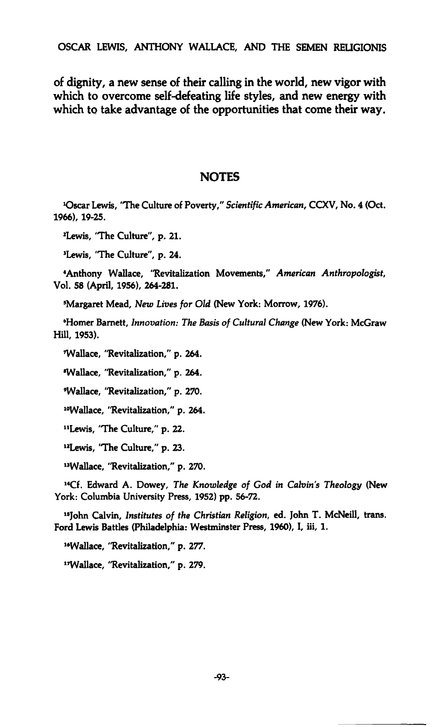of dignity, a new sense of their calling in the world, new vigor with which to overcome self-defeating life styles, and new energy with which to take advantage of the opportunities that come their way.

## NOTES

[1]Oscar Lewis, "The Culture of Poverty," *Scientific American*, CCXV, No. 4 (Oct. 1966), 19-25.

[2]Lewis, "The Culture", p. 21.

[3]Lewis, "The Culture", p. 24.

[4]Anthony Wallace, "Revitalization Movements," *American Anthropologist*, Vol. 58 (April, 1956), 264-281.

[5]Margaret Mead, *New Lives for Old* (New York: Morrow, 1976).

[6]Homer Barnett, *Innovation: The Basis of Cultural Change* (New York: McGraw Hill, 1953).

[7]Wallace, "Revitalization," p. 264.

[8]Wallace, "Revitalization," p. 264.

[9]Wallace, "Revitalization," p. 270.

[10]Wallace, "Revitalization," p. 264.

[11]Lewis, "The Culture," p. 22.

[12]Lewis, "The Culture," p. 23.

[13]Wallace, "Revitalization," p. 270.

[14]Cf. Edward A. Dowey, *The Knowledge of God in Calvin's Theology* (New York: Columbia University Press, 1952) pp. 56-72.

[15]John Calvin, *Institutes of the Christian Religion*, ed. John T. McNeill, trans. Ford Lewis Battles (Philadelphia: Westminster Press, 1960), I, iii, 1.

[16]Wallace, "Revitalization," p. 277.

[17]Wallace, "Revitalization," p. 279.